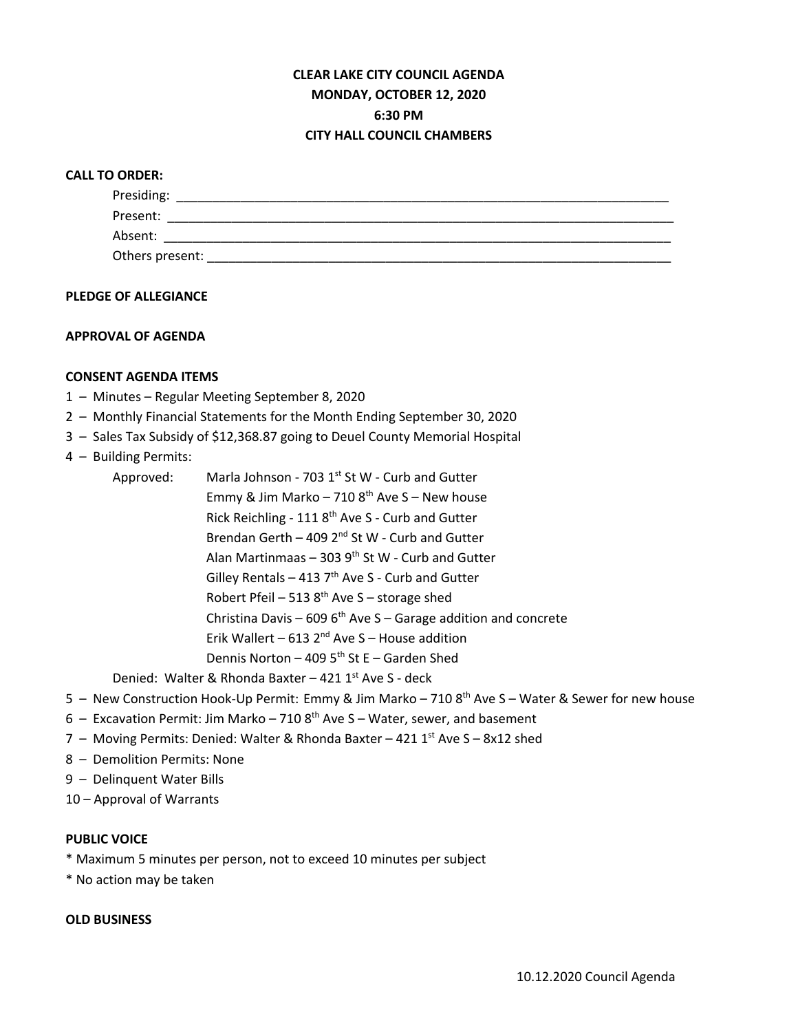**CLEAR LAKE CITY COUNCIL AGENDA**
**MONDAY, OCTOBER 12, 2020**
**6:30 PM**
**CITY HALL COUNCIL CHAMBERS**

**CALL TO ORDER:**

Presiding: ______________________________________________________________________

Present: ________________________________________________________________________

Absent: ________________________________________________________________________

Others present: ___________________________________________________________________

**PLEDGE OF ALLEGIANCE**

**APPROVAL OF AGENDA**

**CONSENT AGENDA ITEMS**

1 – Minutes – Regular Meeting September 8, 2020
2 – Monthly Financial Statements for the Month Ending September 30, 2020
3 – Sales Tax Subsidy of $12,368.87 going to Deuel County Memorial Hospital
4 – Building Permits:

Approved:
- Marla Johnson - 703 1st St W - Curb and Gutter
- Emmy & Jim Marko – 710 8th Ave S – New house
- Rick Reichling - 111 8th Ave S - Curb and Gutter
- Brendan Gerth – 409 2nd St W - Curb and Gutter
- Alan Martinmaas – 303 9th St W - Curb and Gutter
- Gilley Rentals – 413 7th Ave S - Curb and Gutter
- Robert Pfeil – 513 8th Ave S – storage shed
- Christina Davis – 609 6th Ave S – Garage addition and concrete
- Erik Wallert – 613 2nd Ave S – House addition
- Dennis Norton – 409 5th St E – Garden Shed

Denied: Walter & Rhonda Baxter – 421 1st Ave S - deck

5 – New Construction Hook-Up Permit: Emmy & Jim Marko – 710 8th Ave S – Water & Sewer for new house
6 – Excavation Permit: Jim Marko – 710 8th Ave S – Water, sewer, and basement
7 – Moving Permits: Denied: Walter & Rhonda Baxter – 421 1st Ave S – 8x12 shed
8 – Demolition Permits: None
9 – Delinquent Water Bills
10 – Approval of Warrants

**PUBLIC VOICE**

* Maximum 5 minutes per person, not to exceed 10 minutes per subject
* No action may be taken

**OLD BUSINESS**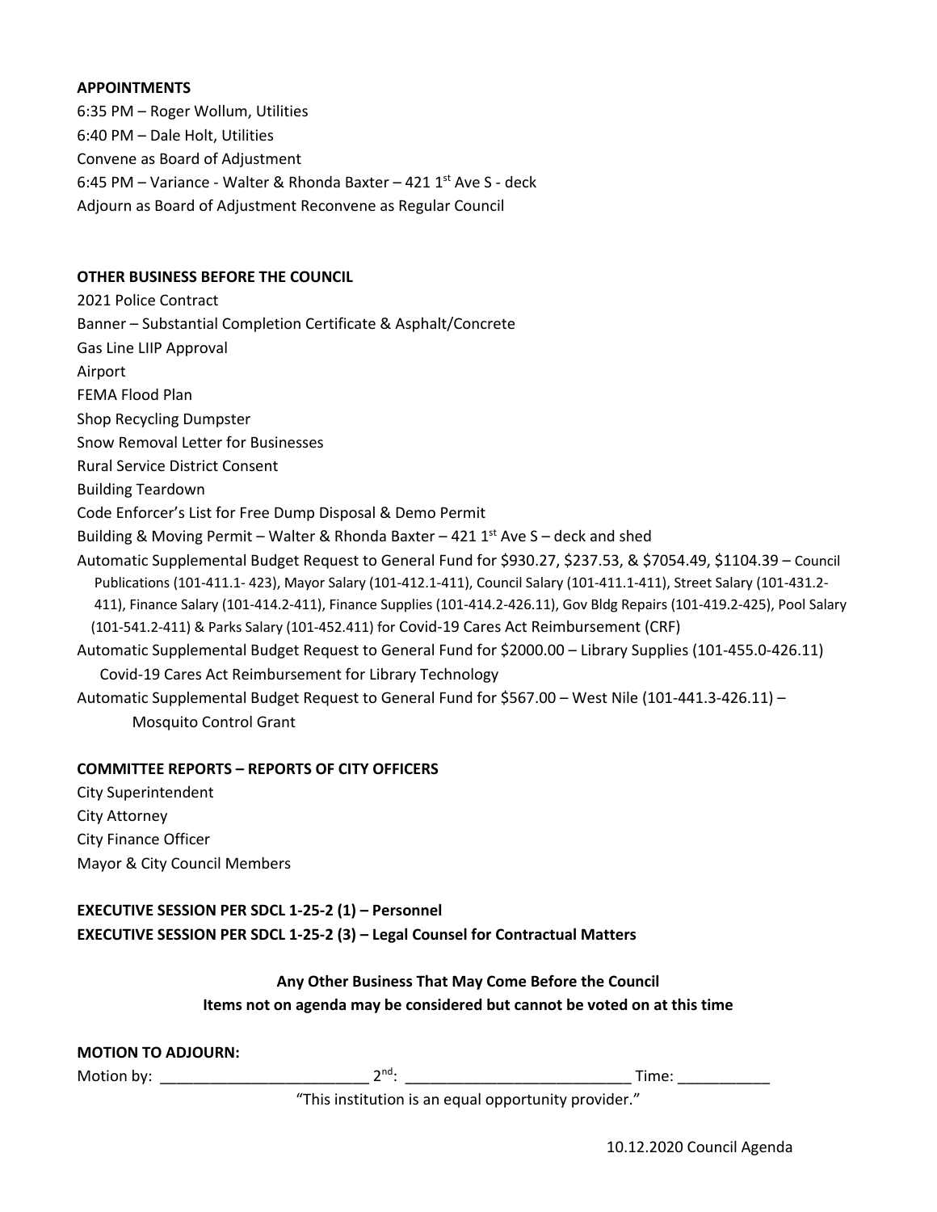**APPOINTMENTS**

6:35 PM – Roger Wollum, Utilities
6:40 PM – Dale Holt, Utilities
Convene as Board of Adjustment
6:45 PM – Variance - Walter & Rhonda Baxter – 421 1st Ave S - deck
Adjourn as Board of Adjustment Reconvene as Regular Council

**OTHER BUSINESS BEFORE THE COUNCIL**

2021 Police Contract
Banner – Substantial Completion Certificate & Asphalt/Concrete
Gas Line LIIP Approval
Airport
FEMA Flood Plan
Shop Recycling Dumpster
Snow Removal Letter for Businesses
Rural Service District Consent
Building Teardown
Code Enforcer's List for Free Dump Disposal & Demo Permit
Building & Moving Permit – Walter & Rhonda Baxter – 421 1st Ave S – deck and shed
Automatic Supplemental Budget Request to General Fund for $930.27, $237.53, & $7054.49, $1104.39 – Council Publications (101-411.1- 423), Mayor Salary (101-412.1-411), Council Salary (101-411.1-411), Street Salary (101-431.2-411), Finance Salary (101-414.2-411), Finance Supplies (101-414.2-426.11), Gov Bldg Repairs (101-419.2-425), Pool Salary (101-541.2-411) & Parks Salary (101-452.411) for Covid-19 Cares Act Reimbursement (CRF)
Automatic Supplemental Budget Request to General Fund for $2000.00 – Library Supplies (101-455.0-426.11) Covid-19 Cares Act Reimbursement for Library Technology
Automatic Supplemental Budget Request to General Fund for $567.00 – West Nile (101-441.3-426.11) – Mosquito Control Grant

**COMMITTEE REPORTS – REPORTS OF CITY OFFICERS**

City Superintendent
City Attorney
City Finance Officer
Mayor & City Council Members

**EXECUTIVE SESSION PER SDCL 1-25-2 (1) – Personnel**
**EXECUTIVE SESSION PER SDCL 1-25-2 (3) – Legal Counsel for Contractual Matters**

**Any Other Business That May Come Before the Council**
**Items not on agenda may be considered but cannot be voted on at this time**

**MOTION TO ADJOURN:**

Motion by: ________________________ 2nd: __________________________ Time: ___________

"This institution is an equal opportunity provider."

10.12.2020 Council Agenda